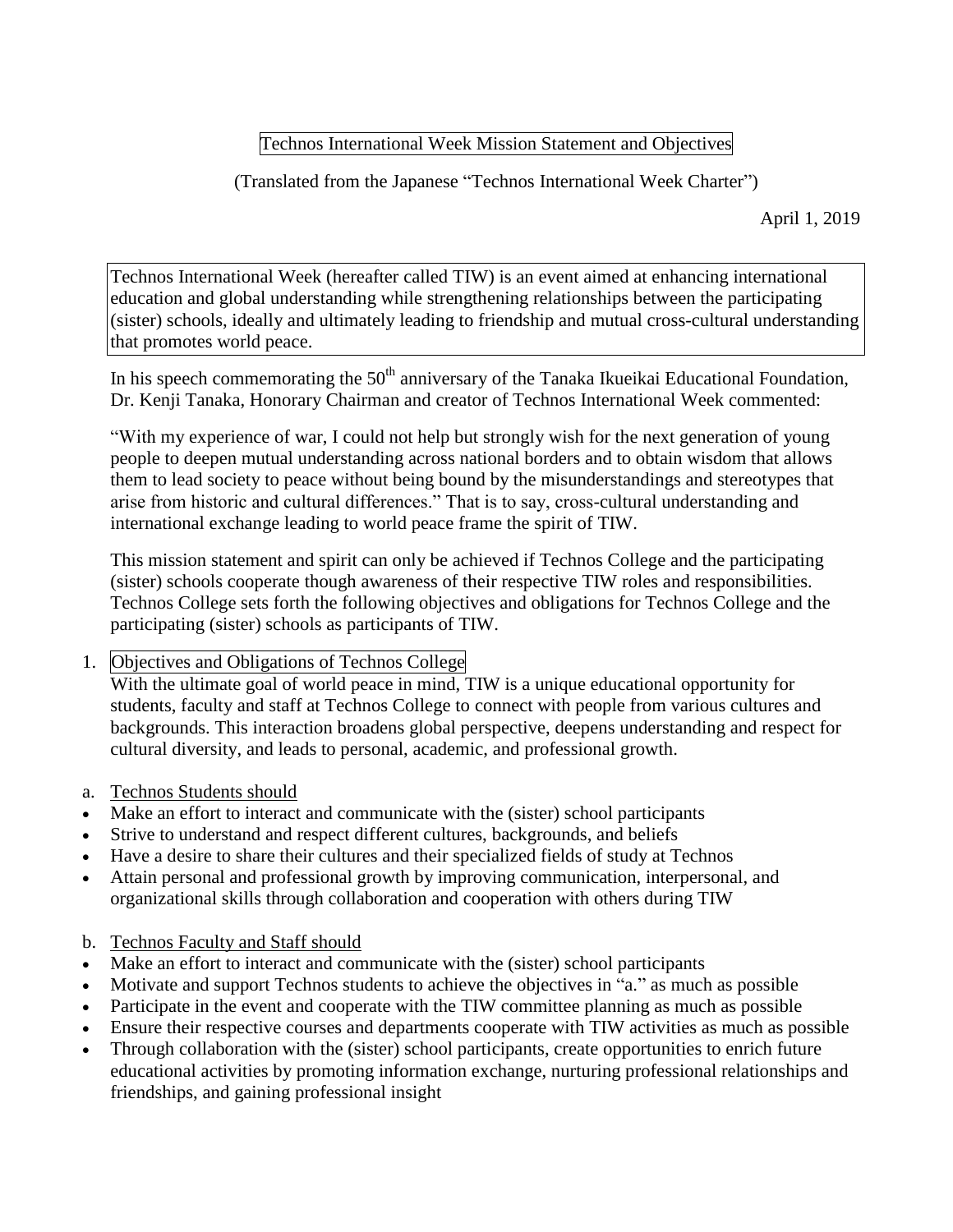# Technos International Week Mission Statement and Objectives

(Translated from the Japanese "Technos International Week Charter")

April 1, 2019

Technos International Week (hereafter called TIW) is an event aimed at enhancing international education and global understanding while strengthening relationships between the participating (sister) schools, ideally and ultimately leading to friendship and mutual cross-cultural understanding that promotes world peace.

In his speech commemorating the 50th anniversary of the Tanaka Ikueikai Educational Foundation, Dr. Kenji Tanaka, Honorary Chairman and creator of Technos International Week commented:

"With my experience of war, I could not help but strongly wish for the next generation of young people to deepen mutual understanding across national borders and to obtain wisdom that allows them to lead society to peace without being bound by the misunderstandings and stereotypes that arise from historic and cultural differences." That is to say, cross-cultural understanding and international exchange leading to world peace frame the spirit of TIW.

This mission statement and spirit can only be achieved if Technos College and the participating (sister) schools cooperate though awareness of their respective TIW roles and responsibilities. Technos College sets forth the following objectives and obligations for Technos College and the participating (sister) schools as participants of TIW.

## 1. Objectives and Obligations of Technos College

With the ultimate goal of world peace in mind, TIW is a unique educational opportunity for students, faculty and staff at Technos College to connect with people from various cultures and backgrounds. This interaction broadens global perspective, deepens understanding and respect for cultural diversity, and leads to personal, academic, and professional growth.

### a. Technos Students should

- Make an effort to interact and communicate with the (sister) school participants
- Strive to understand and respect different cultures, backgrounds, and beliefs
- Have a desire to share their cultures and their specialized fields of study at Technos
- Attain personal and professional growth by improving communication, interpersonal, and organizational skills through collaboration and cooperation with others during TIW

### b. Technos Faculty and Staff should

- Make an effort to interact and communicate with the (sister) school participants
- Motivate and support Technos students to achieve the objectives in "a." as much as possible
- Participate in the event and cooperate with the TIW committee planning as much as possible
- Ensure their respective courses and departments cooperate with TIW activities as much as possible
- Through collaboration with the (sister) school participants, create opportunities to enrich future educational activities by promoting information exchange, nurturing professional relationships and friendships, and gaining professional insight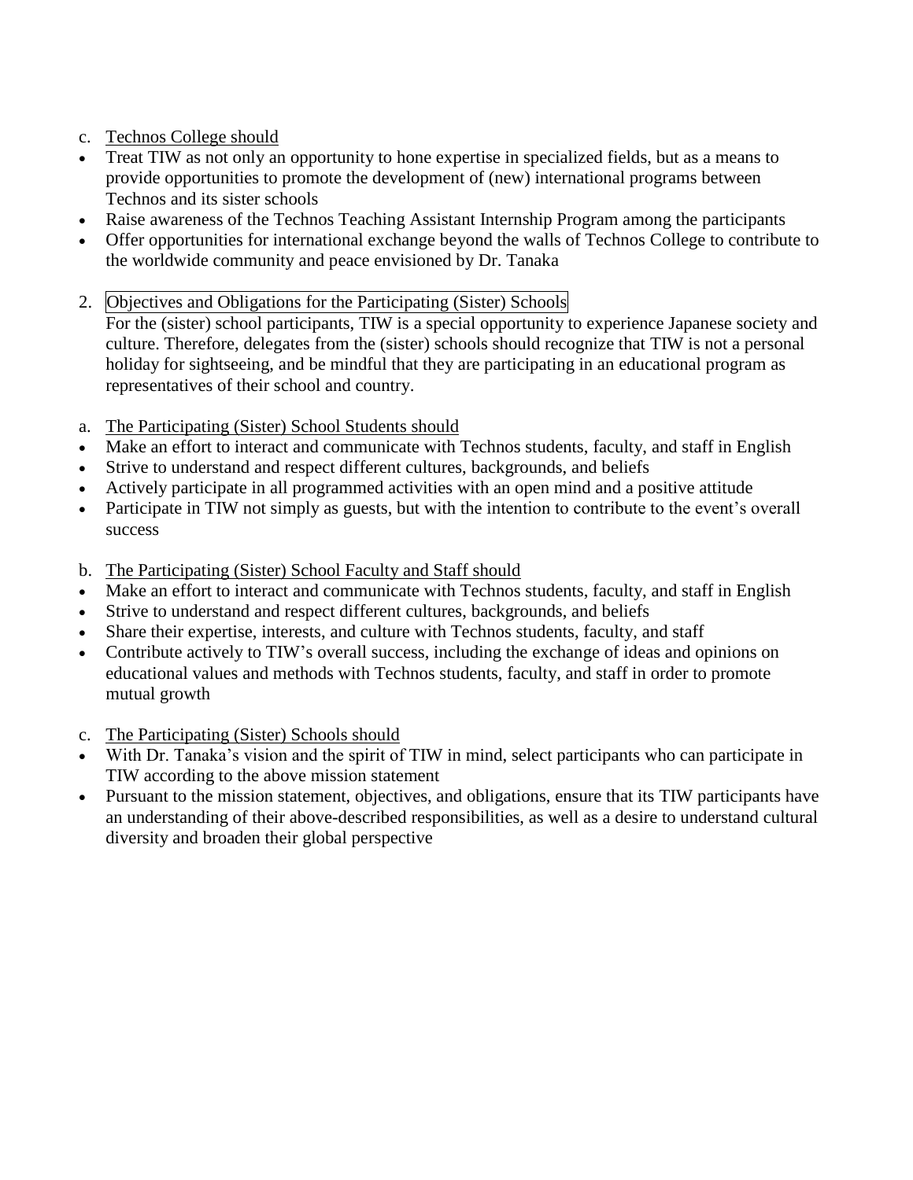c. Technos College should

- Treat TIW as not only an opportunity to hone expertise in specialized fields, but as a means to provide opportunities to promote the development of (new) international programs between Technos and its sister schools
- Raise awareness of the Technos Teaching Assistant Internship Program among the participants
- Offer opportunities for international exchange beyond the walls of Technos College to contribute to the worldwide community and peace envisioned by Dr. Tanaka

2. Objectives and Obligations for the Participating (Sister) Schools

For the (sister) school participants, TIW is a special opportunity to experience Japanese society and culture. Therefore, delegates from the (sister) schools should recognize that TIW is not a personal holiday for sightseeing, and be mindful that they are participating in an educational program as representatives of their school and country.

a. The Participating (Sister) School Students should

- Make an effort to interact and communicate with Technos students, faculty, and staff in English
- Strive to understand and respect different cultures, backgrounds, and beliefs
- Actively participate in all programmed activities with an open mind and a positive attitude
- Participate in TIW not simply as guests, but with the intention to contribute to the event's overall success

b. The Participating (Sister) School Faculty and Staff should

- Make an effort to interact and communicate with Technos students, faculty, and staff in English
- Strive to understand and respect different cultures, backgrounds, and beliefs
- Share their expertise, interests, and culture with Technos students, faculty, and staff
- Contribute actively to TIW's overall success, including the exchange of ideas and opinions on educational values and methods with Technos students, faculty, and staff in order to promote mutual growth

c. The Participating (Sister) Schools should

- With Dr. Tanaka's vision and the spirit of TIW in mind, select participants who can participate in TIW according to the above mission statement
- Pursuant to the mission statement, objectives, and obligations, ensure that its TIW participants have an understanding of their above-described responsibilities, as well as a desire to understand cultural diversity and broaden their global perspective